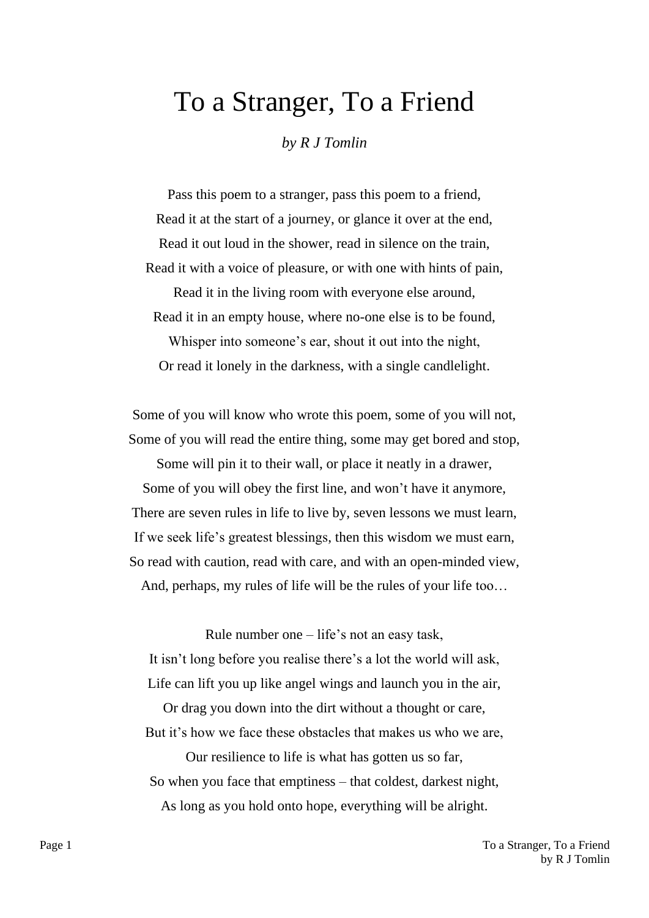# To a Stranger, To a Friend

*by R J Tomlin*

Pass this poem to a stranger, pass this poem to a friend,  
Read it at the start of a journey, or glance it over at the end,  
Read it out loud in the shower, read in silence on the train,  
Read it with a voice of pleasure, or with one with hints of pain,  
Read it in the living room with everyone else around,  
Read it in an empty house, where no-one else is to be found,  
Whisper into someone's ear, shout it out into the night,  
Or read it lonely in the darkness, with a single candlelight.

Some of you will know who wrote this poem, some of you will not,  
Some of you will read the entire thing, some may get bored and stop,  
Some will pin it to their wall, or place it neatly in a drawer,  
Some of you will obey the first line, and won't have it anymore,  
There are seven rules in life to live by, seven lessons we must learn,  
If we seek life's greatest blessings, then this wisdom we must earn,  
So read with caution, read with care, and with an open-minded view,  
And, perhaps, my rules of life will be the rules of your life too…

Rule number one – life's not an easy task,  
It isn't long before you realise there's a lot the world will ask,  
Life can lift you up like angel wings and launch you in the air,  
Or drag you down into the dirt without a thought or care,  
But it's how we face these obstacles that makes us who we are,  
Our resilience to life is what has gotten us so far,  
So when you face that emptiness – that coldest, darkest night,  
As long as you hold onto hope, everything will be alright.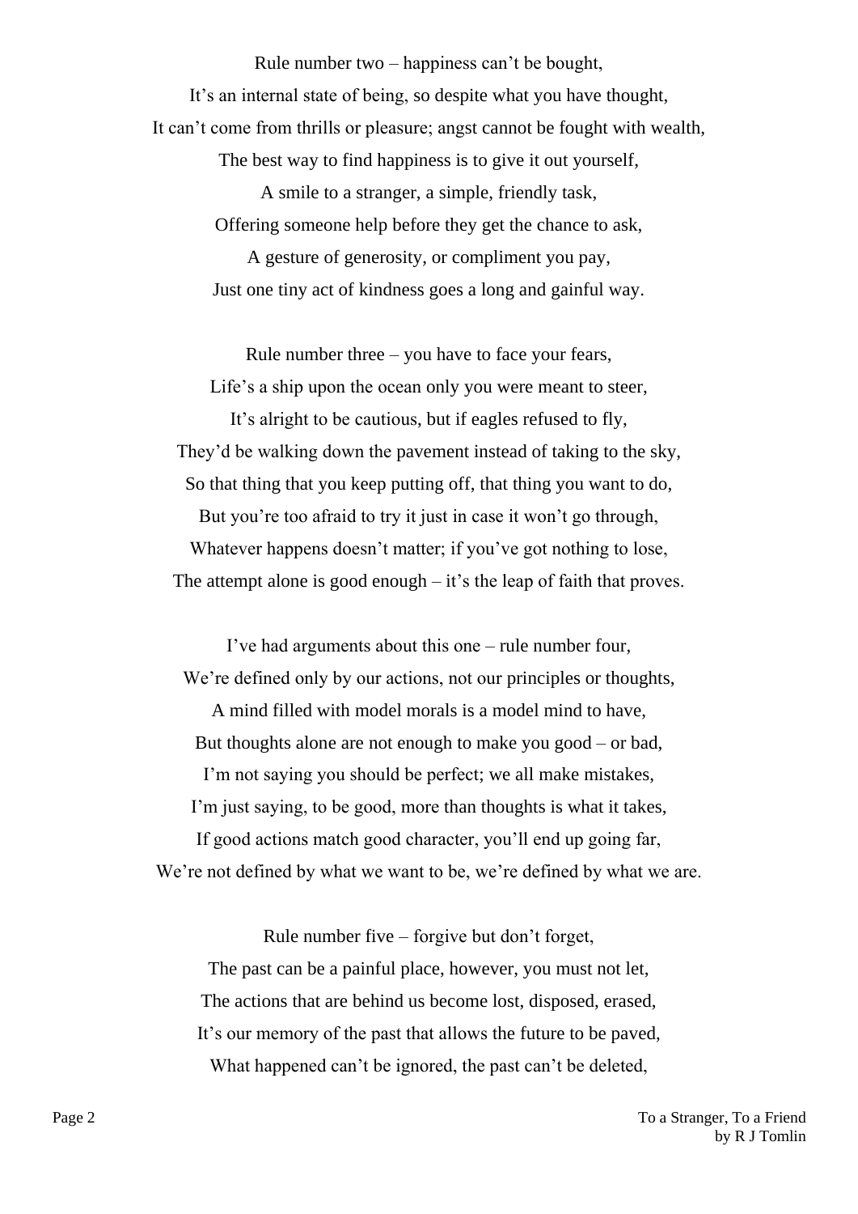Rule number two – happiness can't be bought,
It's an internal state of being, so despite what you have thought,
It can't come from thrills or pleasure; angst cannot be fought with wealth,
The best way to find happiness is to give it out yourself,
A smile to a stranger, a simple, friendly task,
Offering someone help before they get the chance to ask,
A gesture of generosity, or compliment you pay,
Just one tiny act of kindness goes a long and gainful way.

Rule number three – you have to face your fears,
Life's a ship upon the ocean only you were meant to steer,
It's alright to be cautious, but if eagles refused to fly,
They'd be walking down the pavement instead of taking to the sky,
So that thing that you keep putting off, that thing you want to do,
But you're too afraid to try it just in case it won't go through,
Whatever happens doesn't matter; if you've got nothing to lose,
The attempt alone is good enough – it's the leap of faith that proves.

I've had arguments about this one – rule number four,
We're defined only by our actions, not our principles or thoughts,
A mind filled with model morals is a model mind to have,
But thoughts alone are not enough to make you good – or bad,
I'm not saying you should be perfect; we all make mistakes,
I'm just saying, to be good, more than thoughts is what it takes,
If good actions match good character, you'll end up going far,
We're not defined by what we want to be, we're defined by what we are.

Rule number five – forgive but don't forget,
The past can be a painful place, however, you must not let,
The actions that are behind us become lost, disposed, erased,
It's our memory of the past that allows the future to be paved,
What happened can't be ignored, the past can't be deleted,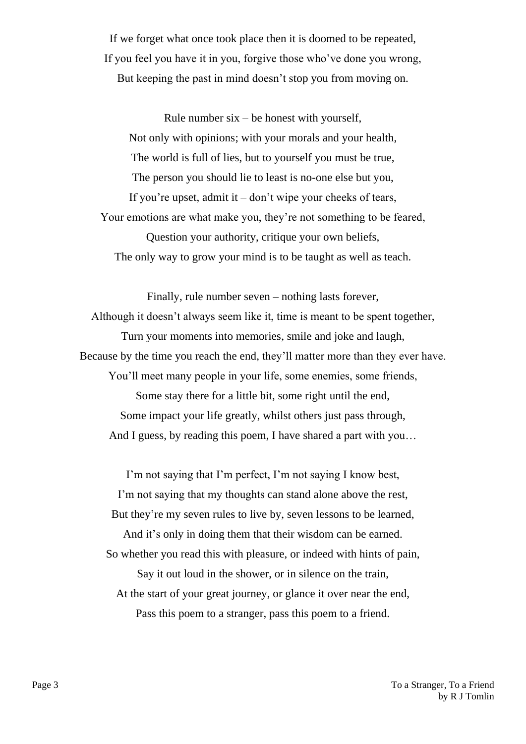If we forget what once took place then it is doomed to be repeated,  
If you feel you have it in you, forgive those who've done you wrong,  
But keeping the past in mind doesn't stop you from moving on.

Rule number six – be honest with yourself,  
Not only with opinions; with your morals and your health,  
The world is full of lies, but to yourself you must be true,  
The person you should lie to least is no-one else but you,  
If you're upset, admit it – don't wipe your cheeks of tears,  
Your emotions are what make you, they're not something to be feared,  
Question your authority, critique your own beliefs,  
The only way to grow your mind is to be taught as well as teach.

Finally, rule number seven – nothing lasts forever,  
Although it doesn't always seem like it, time is meant to be spent together,  
Turn your moments into memories, smile and joke and laugh,  
Because by the time you reach the end, they'll matter more than they ever have.  
You'll meet many people in your life, some enemies, some friends,  
Some stay there for a little bit, some right until the end,  
Some impact your life greatly, whilst others just pass through,  
And I guess, by reading this poem, I have shared a part with you…

I'm not saying that I'm perfect, I'm not saying I know best,  
I'm not saying that my thoughts can stand alone above the rest,  
But they're my seven rules to live by, seven lessons to be learned,  
And it's only in doing them that their wisdom can be earned.  
So whether you read this with pleasure, or indeed with hints of pain,  
Say it out loud in the shower, or in silence on the train,  
At the start of your great journey, or glance it over near the end,  
Pass this poem to a stranger, pass this poem to a friend.